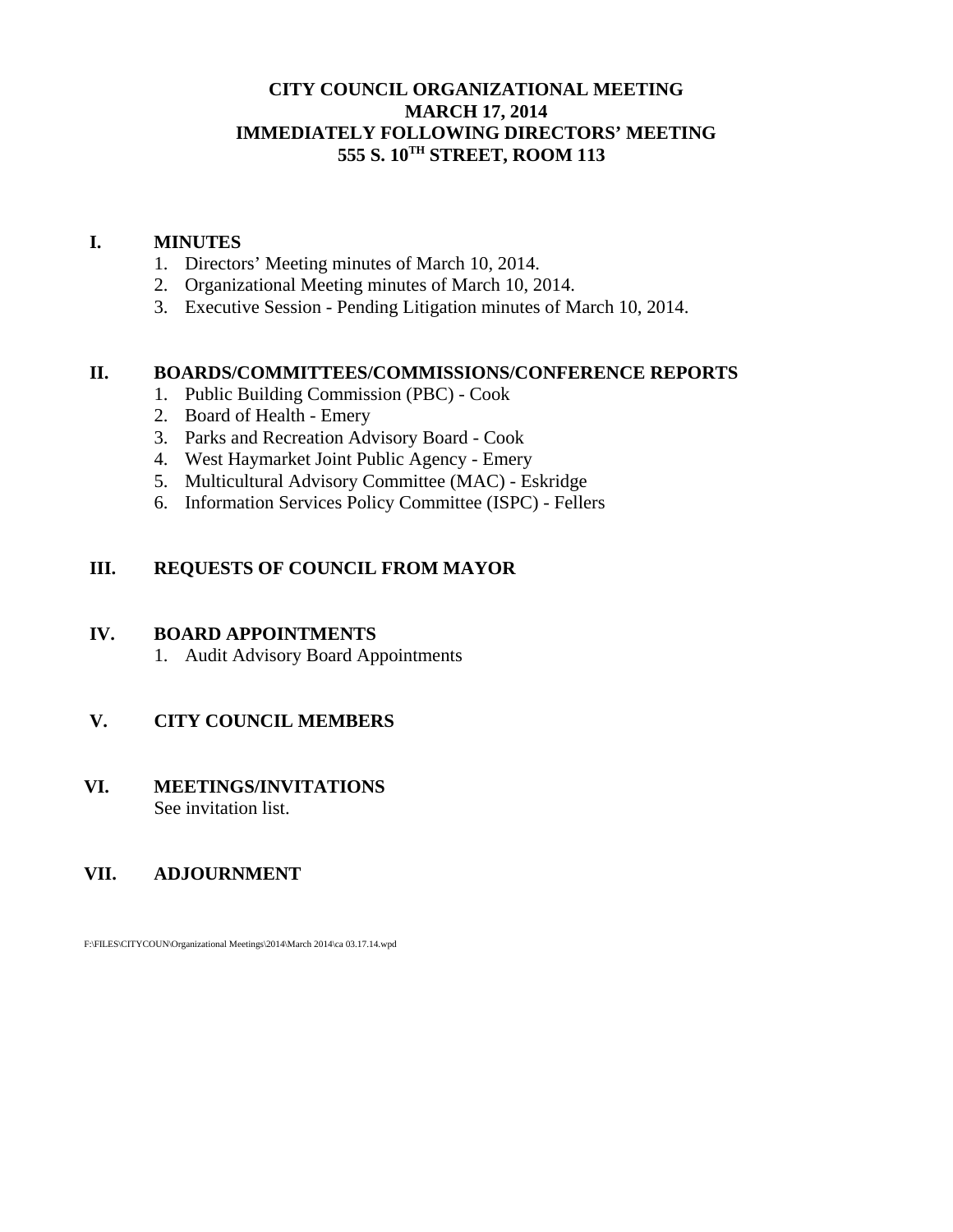# CITY COUNCIL ORGANIZATIONAL MEETING
# MARCH 17, 2014
# IMMEDIATELY FOLLOWING DIRECTORS' MEETING
# 555 S. 10TH STREET, ROOM 113

## I. MINUTES

1. Directors' Meeting minutes of March 10, 2014.
2. Organizational Meeting minutes of March 10, 2014.
3. Executive Session - Pending Litigation minutes of March 10, 2014.

## II. BOARDS/COMMITTEES/COMMISSIONS/CONFERENCE REPORTS

1. Public Building Commission (PBC) - Cook
2. Board of Health - Emery
3. Parks and Recreation Advisory Board - Cook
4. West Haymarket Joint Public Agency - Emery
5. Multicultural Advisory Committee (MAC) - Eskridge
6. Information Services Policy Committee (ISPC) - Fellers

## III. REQUESTS OF COUNCIL FROM MAYOR

## IV. BOARD APPOINTMENTS

1. Audit Advisory Board Appointments

## V. CITY COUNCIL MEMBERS

## VI. MEETINGS/INVITATIONS

See invitation list.

## VII. ADJOURNMENT

F:\FILES\CITYCOUN\Organizational Meetings\2014\March 2014\ca 03.17.14.wpd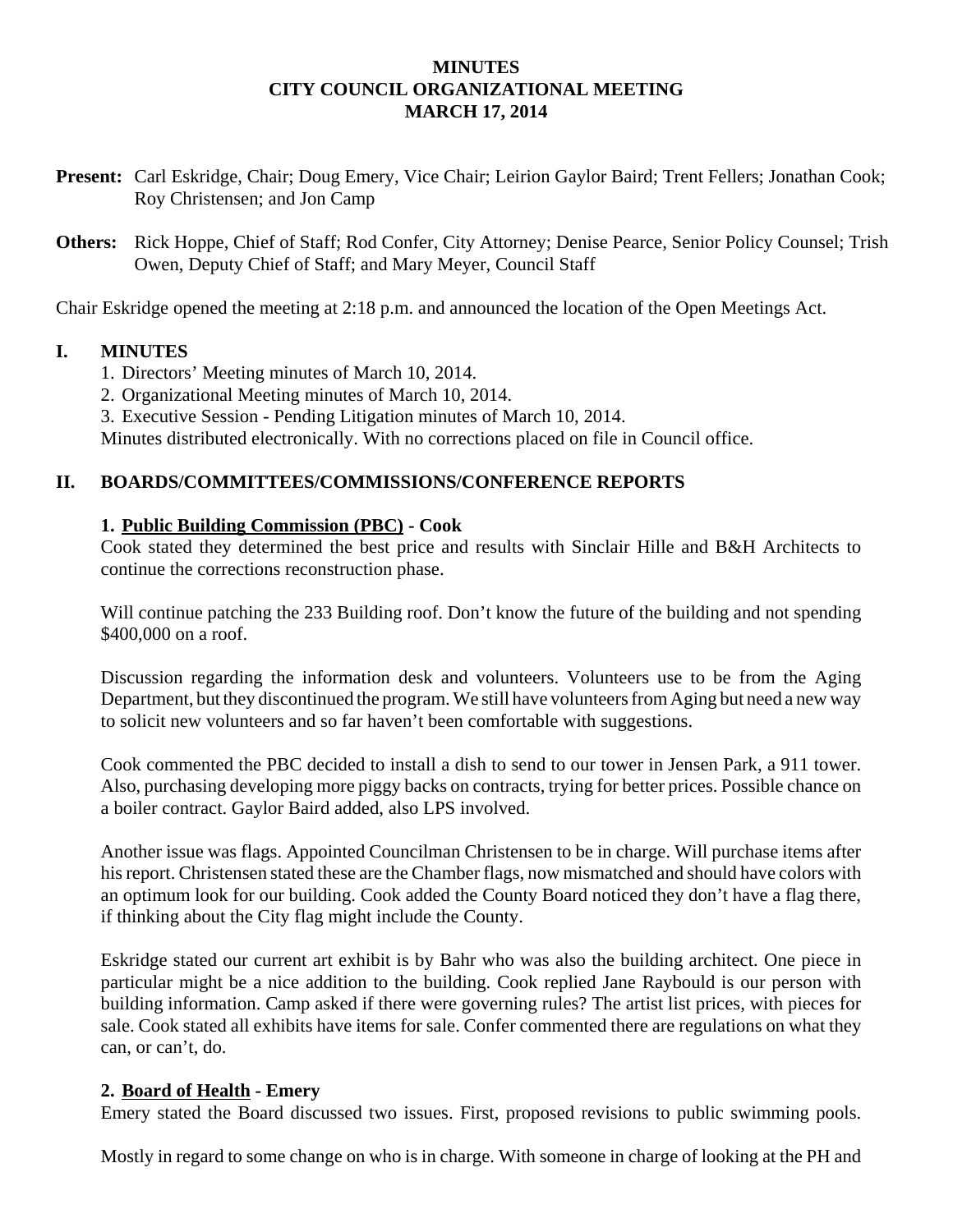# MINUTES
# CITY COUNCIL ORGANIZATIONAL MEETING
# MARCH 17, 2014

**Present:** Carl Eskridge, Chair; Doug Emery, Vice Chair; Leirion Gaylor Baird; Trent Fellers; Jonathan Cook; Roy Christensen; and Jon Camp

**Others:** Rick Hoppe, Chief of Staff; Rod Confer, City Attorney; Denise Pearce, Senior Policy Counsel; Trish Owen, Deputy Chief of Staff; and Mary Meyer, Council Staff

Chair Eskridge opened the meeting at 2:18 p.m. and announced the location of the Open Meetings Act.

## I. MINUTES

1. Directors' Meeting minutes of March 10, 2014.
2. Organizational Meeting minutes of March 10, 2014.
3. Executive Session - Pending Litigation minutes of March 10, 2014.

Minutes distributed electronically. With no corrections placed on file in Council office.

## II. BOARDS/COMMITTEES/COMMISSIONS/CONFERENCE REPORTS

### 1. Public Building Commission (PBC) - Cook

Cook stated they determined the best price and results with Sinclair Hille and B&H Architects to continue the corrections reconstruction phase.

Will continue patching the 233 Building roof. Don't know the future of the building and not spending $400,000 on a roof.

Discussion regarding the information desk and volunteers. Volunteers use to be from the Aging Department, but they discontinued the program. We still have volunteers from Aging but need a new way to solicit new volunteers and so far haven't been comfortable with suggestions.

Cook commented the PBC decided to install a dish to send to our tower in Jensen Park, a 911 tower. Also, purchasing developing more piggy backs on contracts, trying for better prices. Possible chance on a boiler contract. Gaylor Baird added, also LPS involved.

Another issue was flags. Appointed Councilman Christensen to be in charge. Will purchase items after his report. Christensen stated these are the Chamber flags, now mismatched and should have colors with an optimum look for our building. Cook added the County Board noticed they don't have a flag there, if thinking about the City flag might include the County.

Eskridge stated our current art exhibit is by Bahr who was also the building architect. One piece in particular might be a nice addition to the building. Cook replied Jane Raybould is our person with building information. Camp asked if there were governing rules? The artist list prices, with pieces for sale. Cook stated all exhibits have items for sale. Confer commented there are regulations on what they can, or can't, do.

### 2. Board of Health - Emery

Emery stated the Board discussed two issues. First, proposed revisions to public swimming pools.

Mostly in regard to some change on who is in charge. With someone in charge of looking at the PH and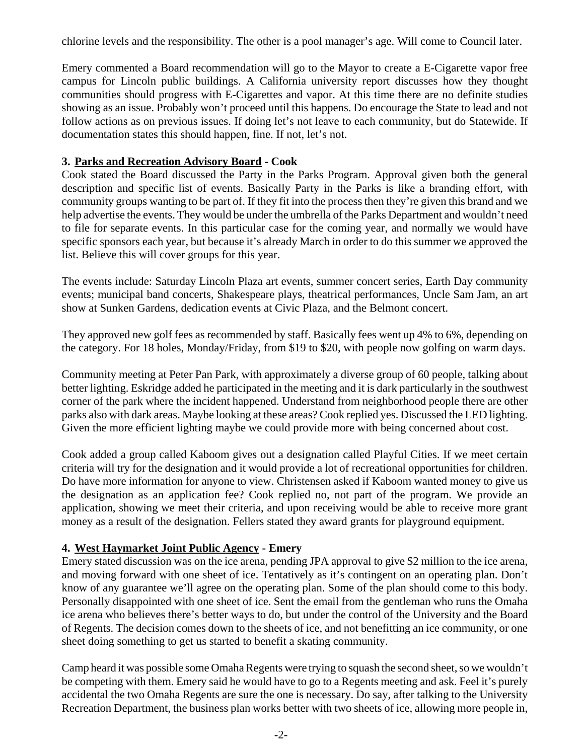chlorine levels and the responsibility. The other is a pool manager's age. Will come to Council later.

Emery commented a Board recommendation will go to the Mayor to create a E-Cigarette vapor free campus for Lincoln public buildings. A California university report discusses how they thought communities should progress with E-Cigarettes and vapor. At this time there are no definite studies showing as an issue. Probably won't proceed until this happens. Do encourage the State to lead and not follow actions as on previous issues. If doing let's not leave to each community, but do Statewide. If documentation states this should happen, fine. If not, let's not.

**3. Parks and Recreation Advisory Board - Cook**

Cook stated the Board discussed the Party in the Parks Program. Approval given both the general description and specific list of events. Basically Party in the Parks is like a branding effort, with community groups wanting to be part of. If they fit into the process then they're given this brand and we help advertise the events. They would be under the umbrella of the Parks Department and wouldn't need to file for separate events. In this particular case for the coming year, and normally we would have specific sponsors each year, but because it's already March in order to do this summer we approved the list. Believe this will cover groups for this year.

The events include: Saturday Lincoln Plaza art events, summer concert series, Earth Day community events; municipal band concerts, Shakespeare plays, theatrical performances, Uncle Sam Jam, an art show at Sunken Gardens, dedication events at Civic Plaza, and the Belmont concert.

They approved new golf fees as recommended by staff. Basically fees went up 4% to 6%, depending on the category. For 18 holes, Monday/Friday, from $19 to $20, with people now golfing on warm days.

Community meeting at Peter Pan Park, with approximately a diverse group of 60 people, talking about better lighting. Eskridge added he participated in the meeting and it is dark particularly in the southwest corner of the park where the incident happened. Understand from neighborhood people there are other parks also with dark areas. Maybe looking at these areas? Cook replied yes. Discussed the LED lighting. Given the more efficient lighting maybe we could provide more with being concerned about cost.

Cook added a group called Kaboom gives out a designation called Playful Cities. If we meet certain criteria will try for the designation and it would provide a lot of recreational opportunities for children. Do have more information for anyone to view. Christensen asked if Kaboom wanted money to give us the designation as an application fee? Cook replied no, not part of the program. We provide an application, showing we meet their criteria, and upon receiving would be able to receive more grant money as a result of the designation. Fellers stated they award grants for playground equipment.

**4. West Haymarket Joint Public Agency - Emery**

Emery stated discussion was on the ice arena, pending JPA approval to give $2 million to the ice arena, and moving forward with one sheet of ice. Tentatively as it's contingent on an operating plan. Don't know of any guarantee we'll agree on the operating plan. Some of the plan should come to this body. Personally disappointed with one sheet of ice. Sent the email from the gentleman who runs the Omaha ice arena who believes there's better ways to do, but under the control of the University and the Board of Regents. The decision comes down to the sheets of ice, and not benefitting an ice community, or one sheet doing something to get us started to benefit a skating community.

Camp heard it was possible some Omaha Regents were trying to squash the second sheet, so we wouldn't be competing with them. Emery said he would have to go to a Regents meeting and ask. Feel it's purely accidental the two Omaha Regents are sure the one is necessary. Do say, after talking to the University Recreation Department, the business plan works better with two sheets of ice, allowing more people in,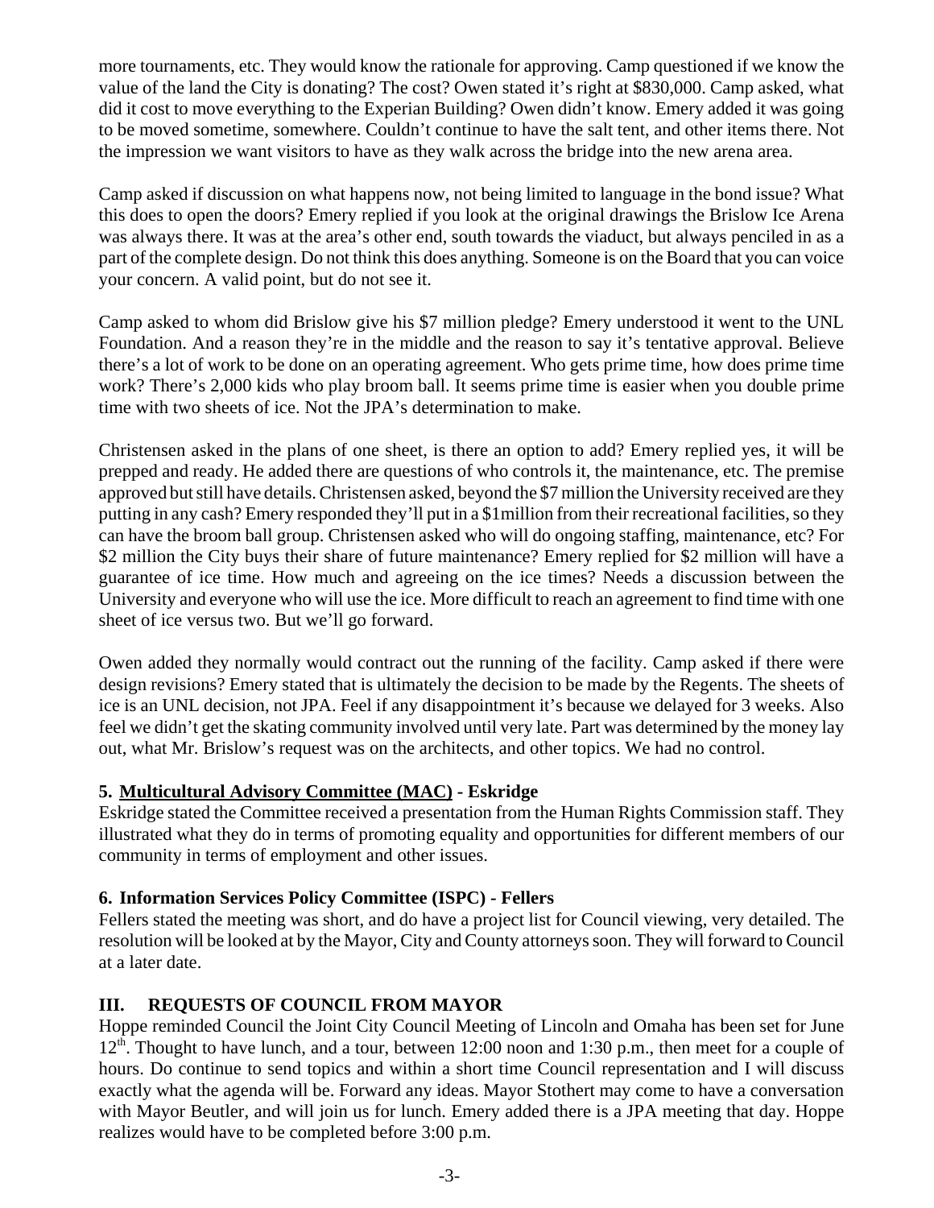more tournaments, etc. They would know the rationale for approving. Camp questioned if we know the value of the land the City is donating? The cost? Owen stated it's right at $830,000. Camp asked, what did it cost to move everything to the Experian Building? Owen didn't know. Emery added it was going to be moved sometime, somewhere. Couldn't continue to have the salt tent, and other items there. Not the impression we want visitors to have as they walk across the bridge into the new arena area.

Camp asked if discussion on what happens now, not being limited to language in the bond issue? What this does to open the doors? Emery replied if you look at the original drawings the Brislow Ice Arena was always there. It was at the area's other end, south towards the viaduct, but always penciled in as a part of the complete design. Do not think this does anything. Someone is on the Board that you can voice your concern. A valid point, but do not see it.

Camp asked to whom did Brislow give his $7 million pledge? Emery understood it went to the UNL Foundation. And a reason they're in the middle and the reason to say it's tentative approval. Believe there's a lot of work to be done on an operating agreement. Who gets prime time, how does prime time work? There's 2,000 kids who play broom ball. It seems prime time is easier when you double prime time with two sheets of ice. Not the JPA's determination to make.

Christensen asked in the plans of one sheet, is there an option to add? Emery replied yes, it will be prepped and ready. He added there are questions of who controls it, the maintenance, etc. The premise approved but still have details. Christensen asked, beyond the $7 million the University received are they putting in any cash? Emery responded they'll put in a $1million from their recreational facilities, so they can have the broom ball group. Christensen asked who will do ongoing staffing, maintenance, etc? For $2 million the City buys their share of future maintenance? Emery replied for $2 million will have a guarantee of ice time. How much and agreeing on the ice times? Needs a discussion between the University and everyone who will use the ice. More difficult to reach an agreement to find time with one sheet of ice versus two. But we'll go forward.

Owen added they normally would contract out the running of the facility. Camp asked if there were design revisions? Emery stated that is ultimately the decision to be made by the Regents. The sheets of ice is an UNL decision, not JPA. Feel if any disappointment it's because we delayed for 3 weeks. Also feel we didn't get the skating community involved until very late. Part was determined by the money lay out, what Mr. Brislow's request was on the architects, and other topics. We had no control.

**5. <u>Multicultural Advisory Committee (MAC)</u> - Eskridge**

Eskridge stated the Committee received a presentation from the Human Rights Commission staff. They illustrated what they do in terms of promoting equality and opportunities for different members of our community in terms of employment and other issues.

**6. Information Services Policy Committee (ISPC) - Fellers**

Fellers stated the meeting was short, and do have a project list for Council viewing, very detailed. The resolution will be looked at by the Mayor, City and County attorneys soon. They will forward to Council at a later date.

## III. REQUESTS OF COUNCIL FROM MAYOR

Hoppe reminded Council the Joint City Council Meeting of Lincoln and Omaha has been set for June 12th. Thought to have lunch, and a tour, between 12:00 noon and 1:30 p.m., then meet for a couple of hours. Do continue to send topics and within a short time Council representation and I will discuss exactly what the agenda will be. Forward any ideas. Mayor Stothert may come to have a conversation with Mayor Beutler, and will join us for lunch. Emery added there is a JPA meeting that day. Hoppe realizes would have to be completed before 3:00 p.m.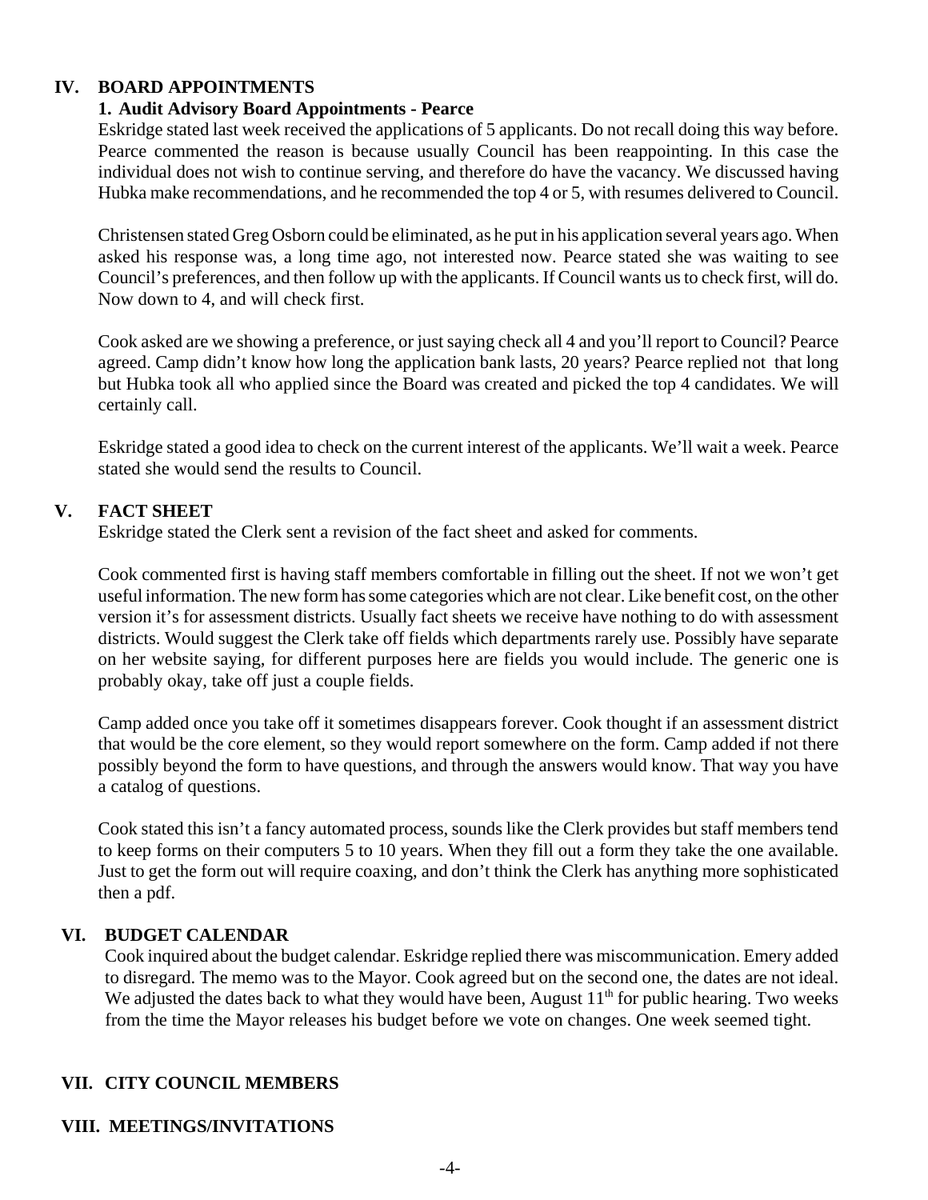## IV. BOARD APPOINTMENTS

### 1. Audit Advisory Board Appointments - Pearce

Eskridge stated last week received the applications of 5 applicants. Do not recall doing this way before. Pearce commented the reason is because usually Council has been reappointing. In this case the individual does not wish to continue serving, and therefore do have the vacancy. We discussed having Hubka make recommendations, and he recommended the top 4 or 5, with resumes delivered to Council.

Christensen stated Greg Osborn could be eliminated, as he put in his application several years ago. When asked his response was, a long time ago, not interested now. Pearce stated she was waiting to see Council's preferences, and then follow up with the applicants. If Council wants us to check first, will do. Now down to 4, and will check first.

Cook asked are we showing a preference, or just saying check all 4 and you'll report to Council? Pearce agreed. Camp didn't know how long the application bank lasts, 20 years? Pearce replied not that long but Hubka took all who applied since the Board was created and picked the top 4 candidates. We will certainly call.

Eskridge stated a good idea to check on the current interest of the applicants. We'll wait a week. Pearce stated she would send the results to Council.

## V. FACT SHEET

Eskridge stated the Clerk sent a revision of the fact sheet and asked for comments.

Cook commented first is having staff members comfortable in filling out the sheet. If not we won't get useful information. The new form has some categories which are not clear. Like benefit cost, on the other version it's for assessment districts. Usually fact sheets we receive have nothing to do with assessment districts. Would suggest the Clerk take off fields which departments rarely use. Possibly have separate on her website saying, for different purposes here are fields you would include. The generic one is probably okay, take off just a couple fields.

Camp added once you take off it sometimes disappears forever. Cook thought if an assessment district that would be the core element, so they would report somewhere on the form. Camp added if not there possibly beyond the form to have questions, and through the answers would know. That way you have a catalog of questions.

Cook stated this isn't a fancy automated process, sounds like the Clerk provides but staff members tend to keep forms on their computers 5 to 10 years. When they fill out a form they take the one available. Just to get the form out will require coaxing, and don't think the Clerk has anything more sophisticated then a pdf.

## VI. BUDGET CALENDAR

Cook inquired about the budget calendar. Eskridge replied there was miscommunication. Emery added to disregard. The memo was to the Mayor. Cook agreed but on the second one, the dates are not ideal. We adjusted the dates back to what they would have been, August 11th for public hearing. Two weeks from the time the Mayor releases his budget before we vote on changes. One week seemed tight.

## VII. CITY COUNCIL MEMBERS

## VIII. MEETINGS/INVITATIONS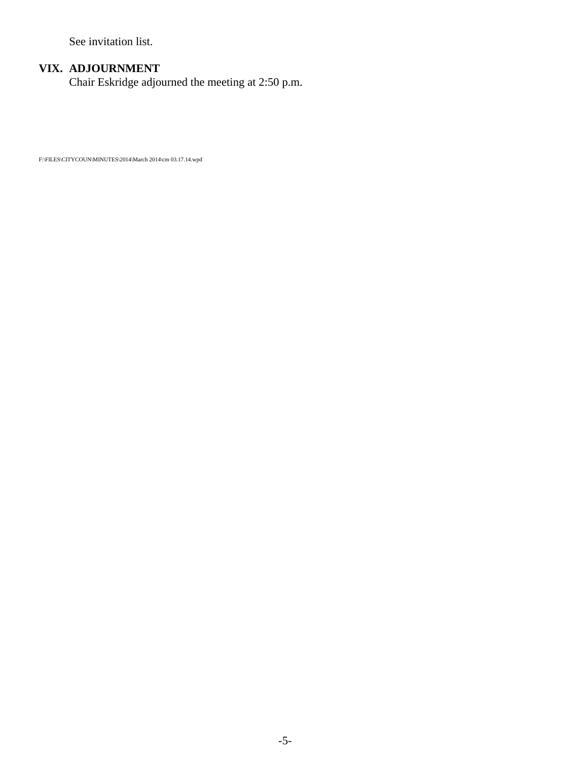See invitation list.

## VIX. ADJOURNMENT

Chair Eskridge adjourned the meeting at 2:50 p.m.

F:\FILES\CITYCOUN\MINUTES\2014\March 2014\cm 03.17.14.wpd